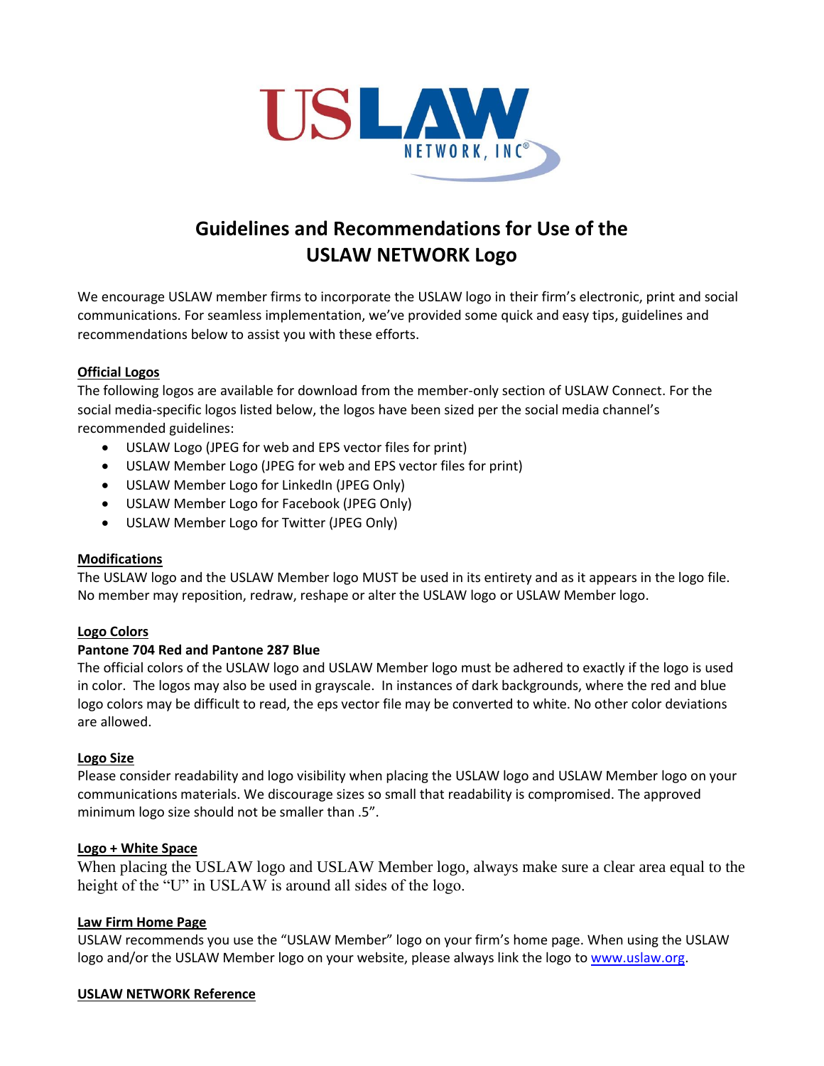# Guidelines and Recommendations for Use of the USLAW NETWORK Logo

We encourage USLAW member firms to incorporate the USLAW logo in their firm's electronic, print and social communications. For seamless implementation, we've provided some quick and easy tips, guidelines and recommendations below to assist you with these efforts.

**Official Logos**

The following logos are available for download from the member-only section of USLAW Connect. For the social media-specific logos listed below, the logos have been sized per the social media channel's recommended guidelines:

- USLAW Logo (JPEG for web and EPS vector files for print)
- USLAW Member Logo (JPEG for web and EPS vector files for print)
- USLAW Member Logo for LinkedIn (JPEG Only)
- USLAW Member Logo for Facebook (JPEG Only)
- USLAW Member Logo for Twitter (JPEG Only)

**Modifications**

The USLAW logo and the USLAW Member logo MUST be used in its entirety and as it appears in the logo file. No member may reposition, redraw, reshape or alter the USLAW logo or USLAW Member logo.

**Logo Colors**

**Pantone 704 Red and Pantone 287 Blue**

The official colors of the USLAW logo and USLAW Member logo must be adhered to exactly if the logo is used in color. The logos may also be used in grayscale. In instances of dark backgrounds, where the red and blue logo colors may be difficult to read, the eps vector file may be converted to white. No other color deviations are allowed.

**Logo Size**

Please consider readability and logo visibility when placing the USLAW logo and USLAW Member logo on your communications materials. We discourage sizes so small that readability is compromised. The approved minimum logo size should not be smaller than .5".

**Logo + White Space**

When placing the USLAW logo and USLAW Member logo, always make sure a clear area equal to the height of the "U" in USLAW is around all sides of the logo.

**Law Firm Home Page**

USLAW recommends you use the "USLAW Member" logo on your firm's home page. When using the USLAW logo and/or the USLAW Member logo on your website, please always link the logo to www.uslaw.org.

**USLAW NETWORK Reference**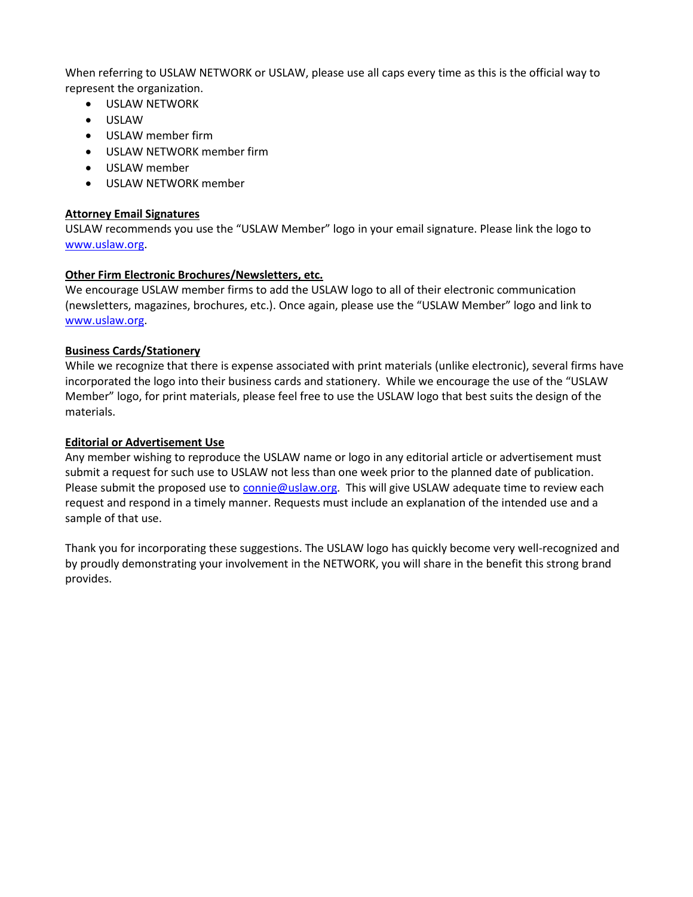When referring to USLAW NETWORK or USLAW, please use all caps every time as this is the official way to represent the organization.

- USLAW NETWORK
- USLAW
- USLAW member firm
- USLAW NETWORK member firm
- USLAW member
- USLAW NETWORK member

**Attorney Email Signatures**

USLAW recommends you use the "USLAW Member" logo in your email signature. Please link the logo to www.uslaw.org.

**Other Firm Electronic Brochures/Newsletters, etc.**

We encourage USLAW member firms to add the USLAW logo to all of their electronic communication (newsletters, magazines, brochures, etc.). Once again, please use the "USLAW Member" logo and link to www.uslaw.org.

**Business Cards/Stationery**

While we recognize that there is expense associated with print materials (unlike electronic), several firms have incorporated the logo into their business cards and stationery. While we encourage the use of the "USLAW Member" logo, for print materials, please feel free to use the USLAW logo that best suits the design of the materials.

**Editorial or Advertisement Use**

Any member wishing to reproduce the USLAW name or logo in any editorial article or advertisement must submit a request for such use to USLAW not less than one week prior to the planned date of publication. Please submit the proposed use to connie@uslaw.org. This will give USLAW adequate time to review each request and respond in a timely manner. Requests must include an explanation of the intended use and a sample of that use.

Thank you for incorporating these suggestions. The USLAW logo has quickly become very well-recognized and by proudly demonstrating your involvement in the NETWORK, you will share in the benefit this strong brand provides.